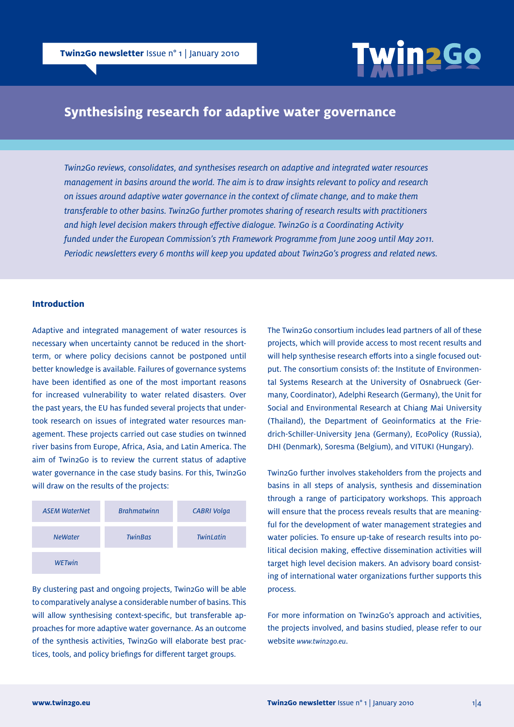# Twin2Go

**Twin2Go newsletter** Issue n° 1 | January 2010

## Synthesising research for adaptive water governance

*Twin2Go reviews, consolidates, and synthesises research on adaptive and integrated water resources management in basins around the world. The aim is to draw insights relevant to policy and research on issues around adaptive water governance in the context of climate change, and to make them transferable to other basins. Twin2Go further promotes sharing of research results with practitioners and high level decision makers through effective dialogue. Twin2Go is a Coordinating Activity funded under the European Commission's 7th Framework Programme from June 2009 until May 2011. Periodic newsletters every 6 months will keep you updated about Twin2Go's progress and related news.*

### Introduction

Adaptive and integrated management of water resources is necessary when uncertainty cannot be reduced in the short-term, or where policy decisions cannot be postponed until better knowledge is available. Failures of governance systems have been identified as one of the most important reasons for increased vulnerability to water related disasters. Over the past years, the EU has funded several projects that undertook research on issues of integrated water resources management. These projects carried out case studies on twinned river basins from Europe, Africa, Asia, and Latin America. The aim of Twin2Go is to review the current status of adaptive water governance in the case study basins. For this, Twin2Go will draw on the results of the projects:

| | | |
|---|---|---|
| *ASEM WaterNet* | *Brahmatwinn* | *CABRI Volga* |
| *NeWater* | *TwinBas* | *TwinLatin* |
| *WETwin* | | |

By clustering past and ongoing projects, Twin2Go will be able to comparatively analyse a considerable number of basins. This will allow synthesising context-specific, but transferable approaches for more adaptive water governance. As an outcome of the synthesis activities, Twin2Go will elaborate best practices, tools, and policy briefings for different target groups.

The Twin2Go consortium includes lead partners of all of these projects, which will provide access to most recent results and will help synthesise research efforts into a single focused output. The consortium consists of: the Institute of Environmental Systems Research at the University of Osnabrueck (Germany, Coordinator), Adelphi Research (Germany), the Unit for Social and Environmental Research at Chiang Mai University (Thailand), the Department of Geoinformatics at the Friedrich-Schiller-University Jena (Germany), EcoPolicy (Russia), DHI (Denmark), Soresma (Belgium), and VITUKI (Hungary).

Twin2Go further involves stakeholders from the projects and basins in all steps of analysis, synthesis and dissemination through a range of participatory workshops. This approach will ensure that the process reveals results that are meaningful for the development of water management strategies and water policies. To ensure up-take of research results into political decision making, effective dissemination activities will target high level decision makers. An advisory board consisting of international water organizations further supports this process.

For more information on Twin2Go's approach and activities, the projects involved, and basins studied, please refer to our website *www.twin2go.eu*.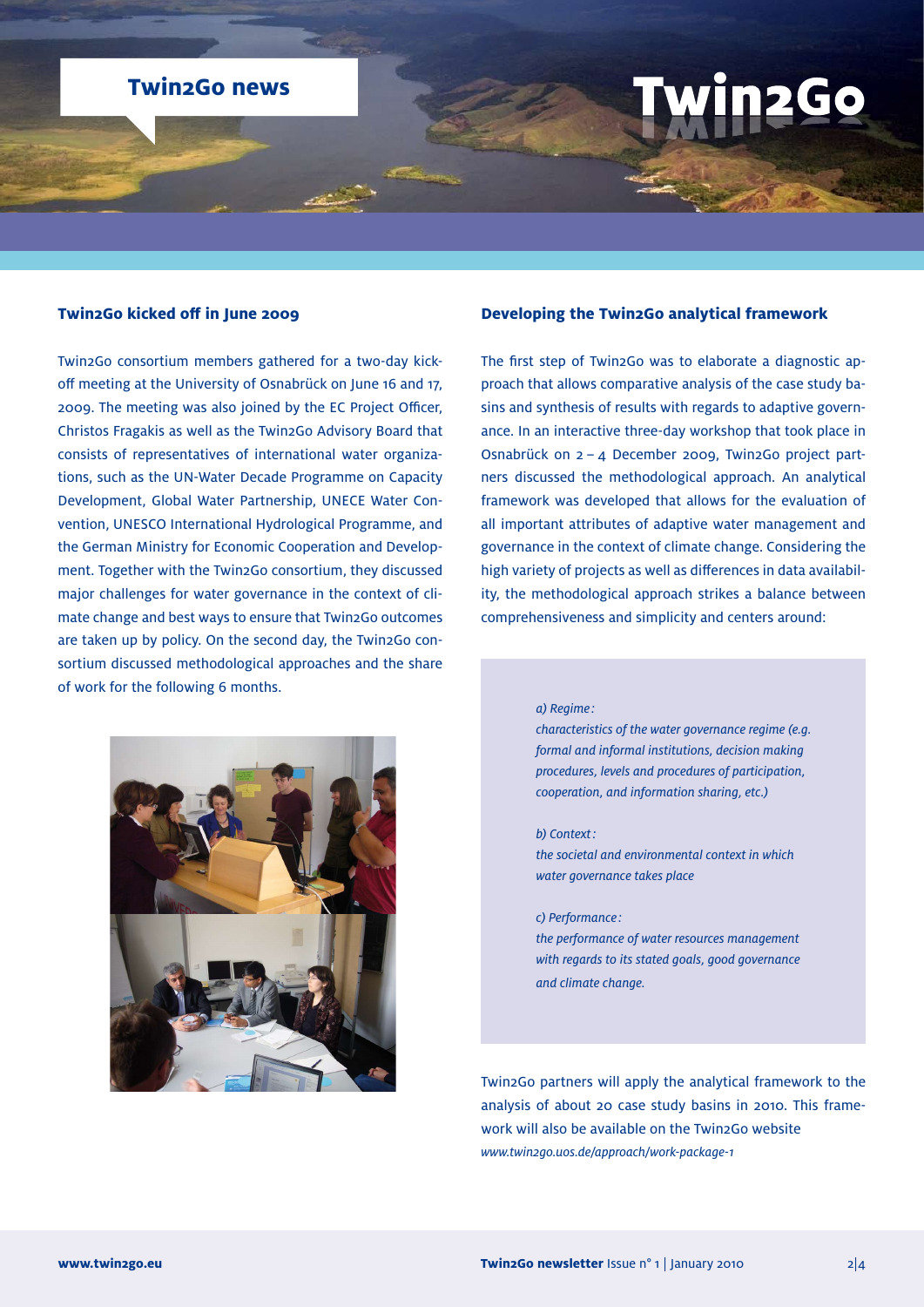## Twin2Go kicked off in June 2009

Twin2Go consortium members gathered for a two-day kick-off meeting at the University of Osnabrück on June 16 and 17, 2009. The meeting was also joined by the EC Project Officer, Christos Fragakis as well as the Twin2Go Advisory Board that consists of representatives of international water organizations, such as the UN-Water Decade Programme on Capacity Development, Global Water Partnership, UNECE Water Convention, UNESCO International Hydrological Programme, and the German Ministry for Economic Cooperation and Development. Together with the Twin2Go consortium, they discussed major challenges for water governance in the context of climate change and best ways to ensure that Twin2Go outcomes are taken up by policy. On the second day, the Twin2Go consortium discussed methodological approaches and the share of work for the following 6 months.

## Developing the Twin2Go analytical framework

The first step of Twin2Go was to elaborate a diagnostic approach that allows comparative analysis of the case study basins and synthesis of results with regards to adaptive governance. In an interactive three-day workshop that took place in Osnabrück on 2 – 4 December 2009, Twin2Go project partners discussed the methodological approach. An analytical framework was developed that allows for the evaluation of all important attributes of adaptive water management and governance in the context of climate change. Considering the high variety of projects as well as differences in data availability, the methodological approach strikes a balance between comprehensiveness and simplicity and centers around:

*a) Regime:*
*characteristics of the water governance regime (e.g. formal and informal institutions, decision making procedures, levels and procedures of participation, cooperation, and information sharing, etc.)*

*b) Context:*
*the societal and environmental context in which water governance takes place*

*c) Performance:*
*the performance of water resources management with regards to its stated goals, good governance and climate change.*

Twin2Go partners will apply the analytical framework to the analysis of about 20 case study basins in 2010. This framework will also be available on the Twin2Go website *www.twin2go.uos.de/approach/work-package-1*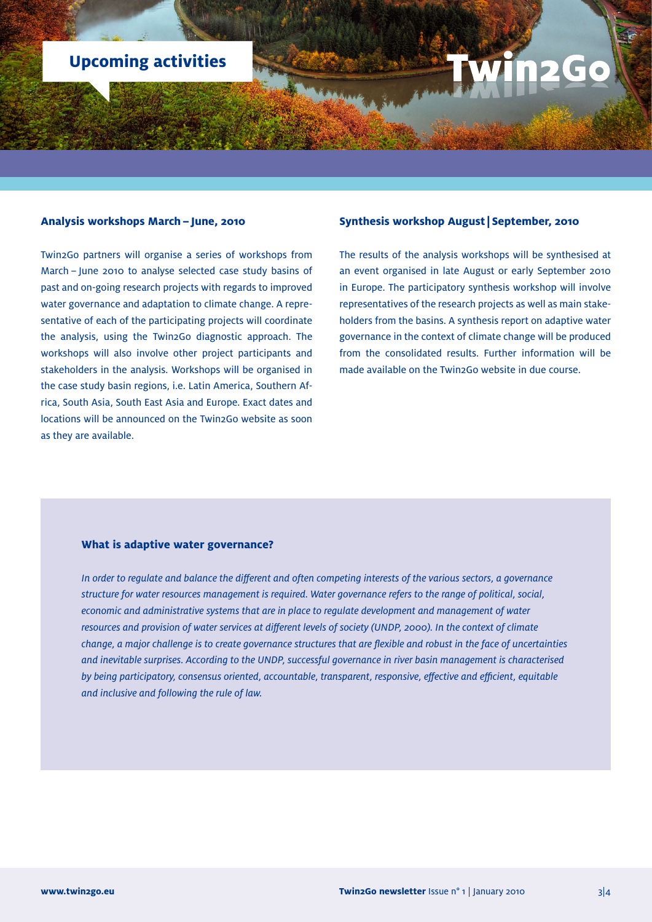# Upcoming activities

Twin2Go

## Analysis workshops March – June, 2010

Twin2Go partners will organise a series of workshops from March – June 2010 to analyse selected case study basins of past and on-going research projects with regards to improved water governance and adaptation to climate change. A representative of each of the participating projects will coordinate the analysis, using the Twin2Go diagnostic approach. The workshops will also involve other project participants and stakeholders in the analysis. Workshops will be organised in the case study basin regions, i.e. Latin America, Southern Africa, South Asia, South East Asia and Europe. Exact dates and locations will be announced on the Twin2Go website as soon as they are available.

## Synthesis workshop August | September, 2010

The results of the analysis workshops will be synthesised at an event organised in late August or early September 2010 in Europe. The participatory synthesis workshop will involve representatives of the research projects as well as main stakeholders from the basins. A synthesis report on adaptive water governance in the context of climate change will be produced from the consolidated results. Further information will be made available on the Twin2Go website in due course.

### What is adaptive water governance?

*In order to regulate and balance the different and often competing interests of the various sectors, a governance structure for water resources management is required. Water governance refers to the range of political, social, economic and administrative systems that are in place to regulate development and management of water resources and provision of water services at different levels of society (UNDP, 2000). In the context of climate change, a major challenge is to create governance structures that are flexible and robust in the face of uncertainties and inevitable surprises. According to the UNDP, successful governance in river basin management is characterised by being participatory, consensus oriented, accountable, transparent, responsive, effective and efficient, equitable and inclusive and following the rule of law.*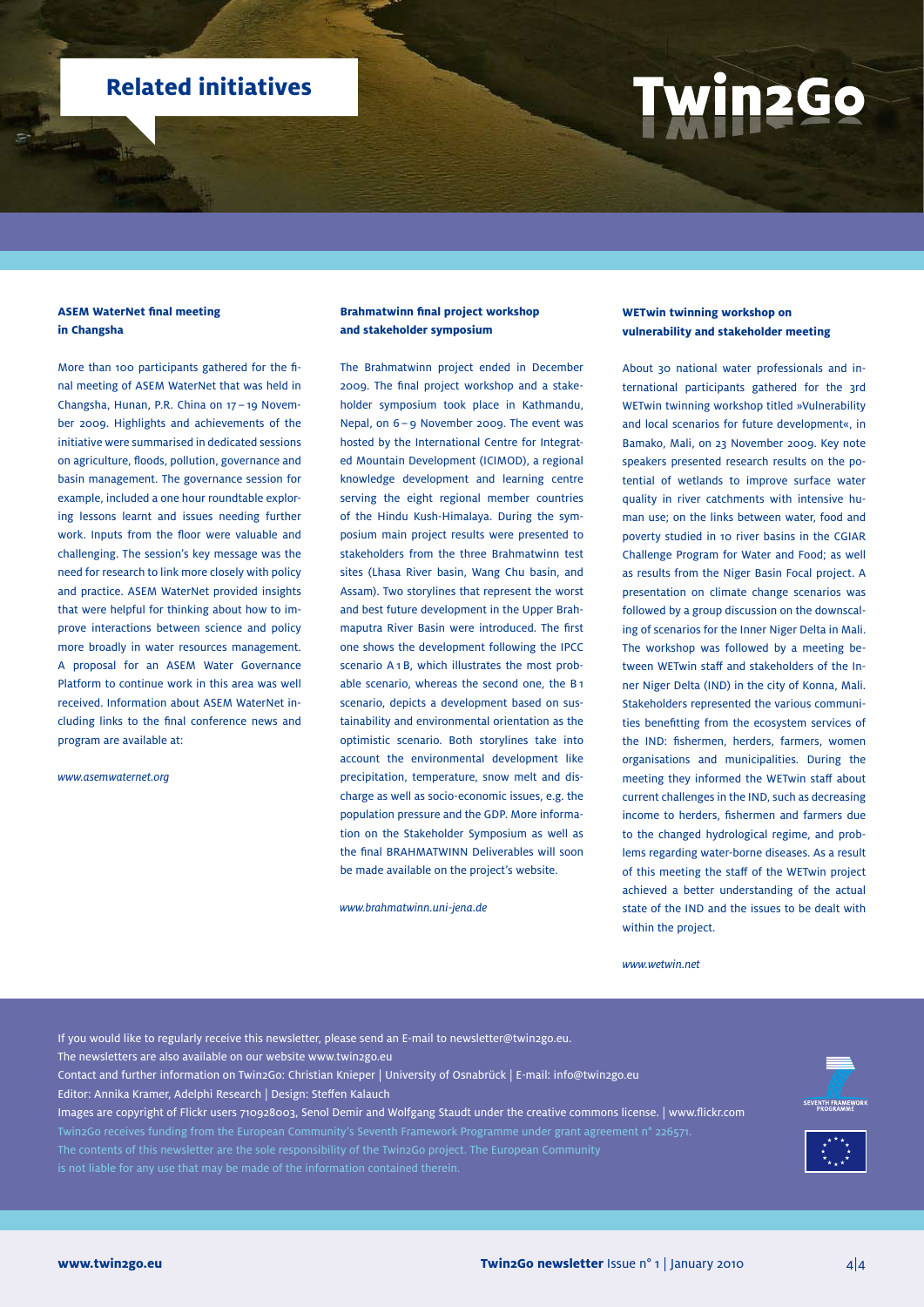# Related initiatives

Twin2Go

### ASEM WaterNet final meeting in Changsha

More than 100 participants gathered for the final meeting of ASEM WaterNet that was held in Changsha, Hunan, P.R. China on 17–19 November 2009. Highlights and achievements of the initiative were summarised in dedicated sessions on agriculture, floods, pollution, governance and basin management. The governance session for example, included a one hour roundtable exploring lessons learnt and issues needing further work. Inputs from the floor were valuable and challenging. The session's key message was the need for research to link more closely with policy and practice. ASEM WaterNet provided insights that were helpful for thinking about how to improve interactions between science and policy more broadly in water resources management. A proposal for an ASEM Water Governance Platform to continue work in this area was well received. Information about ASEM WaterNet including links to the final conference news and program are available at:

*www.asemwaternet.org*

### Brahmatwinn final project workshop and stakeholder symposium

The Brahmatwinn project ended in December 2009. The final project workshop and a stakeholder symposium took place in Kathmandu, Nepal, on 6–9 November 2009. The event was hosted by the International Centre for Integrated Mountain Development (ICIMOD), a regional knowledge development and learning centre serving the eight regional member countries of the Hindu Kush-Himalaya. During the symposium main project results were presented to stakeholders from the three Brahmatwinn test sites (Lhasa River basin, Wang Chu basin, and Assam). Two storylines that represent the worst and best future development in the Upper Brahmaputra River Basin were introduced. The first one shows the development following the IPCC scenario A1B, which illustrates the most probable scenario, whereas the second one, the B1 scenario, depicts a development based on sustainability and environmental orientation as the optimistic scenario. Both storylines take into account the environmental development like precipitation, temperature, snow melt and discharge as well as socio-economic issues, e.g. the population pressure and the GDP. More information on the Stakeholder Symposium as well as the final BRAHMATWINN Deliverables will soon be made available on the project's website.

*www.brahmatwinn.uni-jena.de*

### WETwin twinning workshop on vulnerability and stakeholder meeting

About 30 national water professionals and international participants gathered for the 3rd WETwin twinning workshop titled »Vulnerability and local scenarios for future development«, in Bamako, Mali, on 23 November 2009. Key note speakers presented research results on the potential of wetlands to improve surface water quality in river catchments with intensive human use; on the links between water, food and poverty studied in 10 river basins in the CGIAR Challenge Program for Water and Food; as well as results from the Niger Basin Focal project. A presentation on climate change scenarios was followed by a group discussion on the downscaling of scenarios for the Inner Niger Delta in Mali. The workshop was followed by a meeting between WETwin staff and stakeholders of the Inner Niger Delta (IND) in the city of Konna, Mali. Stakeholders represented the various communities benefitting from the ecosystem services of the IND: fishermen, herders, farmers, women organisations and municipalities. During the meeting they informed the WETwin staff about current challenges in the IND, such as decreasing income to herders, fishermen and farmers due to the changed hydrological regime, and problems regarding water-borne diseases. As a result of this meeting the staff of the WETwin project achieved a better understanding of the actual state of the IND and the issues to be dealt with within the project.

*www.wetwin.net*

---

If you would like to regularly receive this newsletter, please send an E-mail to newsletter@twin2go.eu.
The newsletters are also available on our website www.twin2go.eu
Contact and further information on Twin2Go: Christian Knieper | University of Osnabrück | E-mail: info@twin2go.eu
Editor: Annika Kramer, Adelphi Research | Design: Steffen Kalauch
Images are copyright of Flickr users 710928003, Senol Demir and Wolfgang Staudt under the creative commons license. | www.flickr.com
Twin2Go receives funding from the European Community's Seventh Framework Programme under grant agreement n° 226571.
The contents of this newsletter are the sole responsibility of the Twin2Go project. The European Community is not liable for any use that may be made of the information contained therein.

SEVENTH FRAMEWORK PROGRAMME